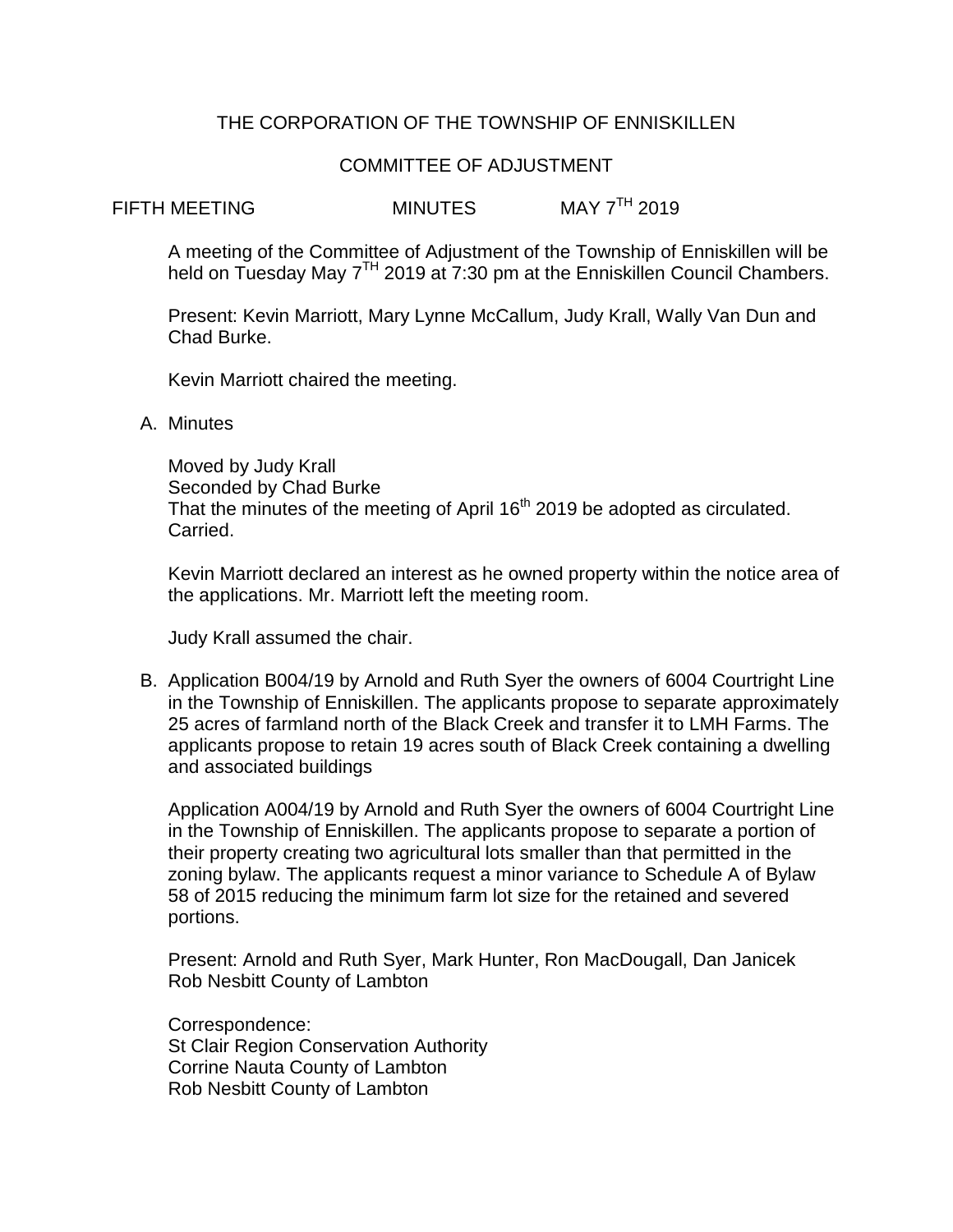# THE CORPORATION OF THE TOWNSHIP OF ENNISKILLEN

## COMMITTEE OF ADJUSTMENT

FIFTH MEETING MINUTES MAY 7$^{TH}$ 2019

A meeting of the Committee of Adjustment of the Township of Enniskillen will be held on Tuesday May 7$^{TH}$ 2019 at 7:30 pm at the Enniskillen Council Chambers.

Present: Kevin Marriott, Mary Lynne McCallum, Judy Krall, Wally Van Dun and Chad Burke.

Kevin Marriott chaired the meeting.

A. Minutes

Moved by Judy Krall
Seconded by Chad Burke
That the minutes of the meeting of April 16$^{th}$ 2019 be adopted as circulated.
Carried.

Kevin Marriott declared an interest as he owned property within the notice area of the applications. Mr. Marriott left the meeting room.

Judy Krall assumed the chair.

B. Application B004/19 by Arnold and Ruth Syer the owners of 6004 Courtright Line in the Township of Enniskillen. The applicants propose to separate approximately 25 acres of farmland north of the Black Creek and transfer it to LMH Farms. The applicants propose to retain 19 acres south of Black Creek containing a dwelling and associated buildings

Application A004/19 by Arnold and Ruth Syer the owners of 6004 Courtright Line in the Township of Enniskillen. The applicants propose to separate a portion of their property creating two agricultural lots smaller than that permitted in the zoning bylaw. The applicants request a minor variance to Schedule A of Bylaw 58 of 2015 reducing the minimum farm lot size for the retained and severed portions.

Present: Arnold and Ruth Syer, Mark Hunter, Ron MacDougall, Dan Janicek
Rob Nesbitt County of Lambton

Correspondence:
St Clair Region Conservation Authority
Corrine Nauta County of Lambton
Rob Nesbitt County of Lambton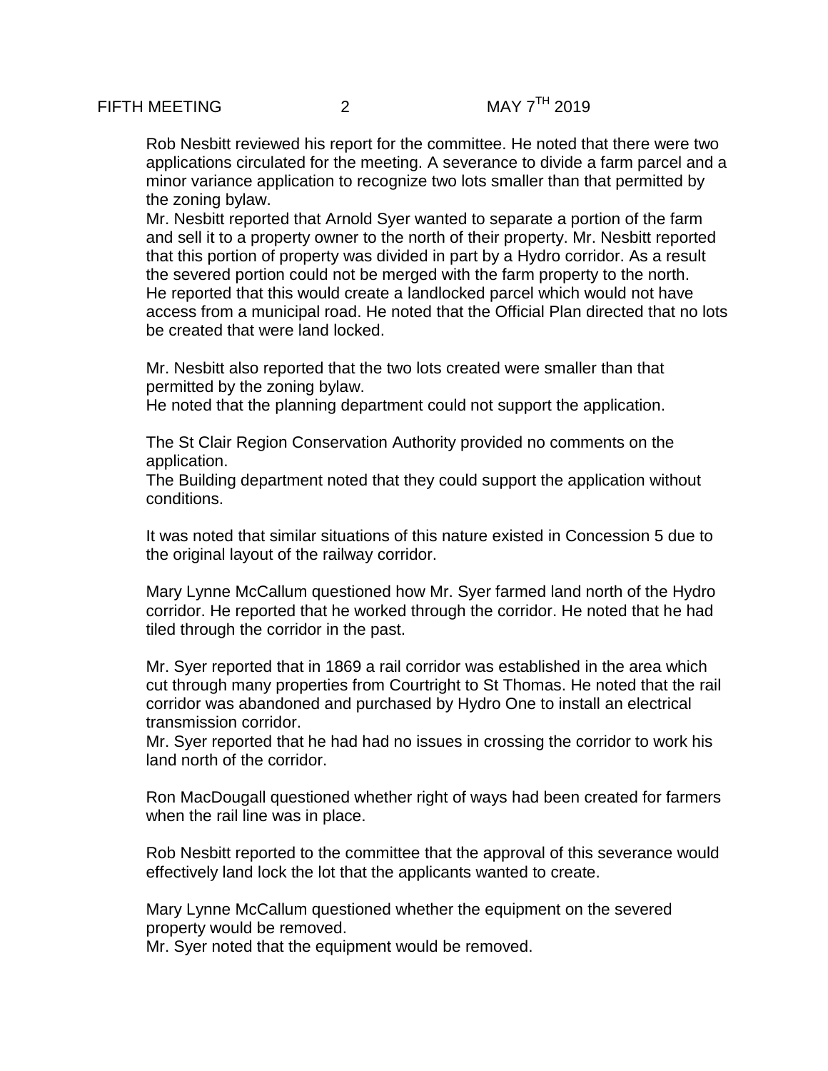Rob Nesbitt reviewed his report for the committee. He noted that there were two applications circulated for the meeting. A severance to divide a farm parcel and a minor variance application to recognize two lots smaller than that permitted by the zoning bylaw.

Mr. Nesbitt reported that Arnold Syer wanted to separate a portion of the farm and sell it to a property owner to the north of their property. Mr. Nesbitt reported that this portion of property was divided in part by a Hydro corridor. As a result the severed portion could not be merged with the farm property to the north. He reported that this would create a landlocked parcel which would not have access from a municipal road. He noted that the Official Plan directed that no lots be created that were land locked.

Mr. Nesbitt also reported that the two lots created were smaller than that permitted by the zoning bylaw.
He noted that the planning department could not support the application.

The St Clair Region Conservation Authority provided no comments on the application.
The Building department noted that they could support the application without conditions.

It was noted that similar situations of this nature existed in Concession 5 due to the original layout of the railway corridor.

Mary Lynne McCallum questioned how Mr. Syer farmed land north of the Hydro corridor. He reported that he worked through the corridor. He noted that he had tiled through the corridor in the past.

Mr. Syer reported that in 1869 a rail corridor was established in the area which cut through many properties from Courtright to St Thomas. He noted that the rail corridor was abandoned and purchased by Hydro One to install an electrical transmission corridor.
Mr. Syer reported that he had had no issues in crossing the corridor to work his land north of the corridor.

Ron MacDougall questioned whether right of ways had been created for farmers when the rail line was in place.

Rob Nesbitt reported to the committee that the approval of this severance would effectively land lock the lot that the applicants wanted to create.

Mary Lynne McCallum questioned whether the equipment on the severed property would be removed.
Mr. Syer noted that the equipment would be removed.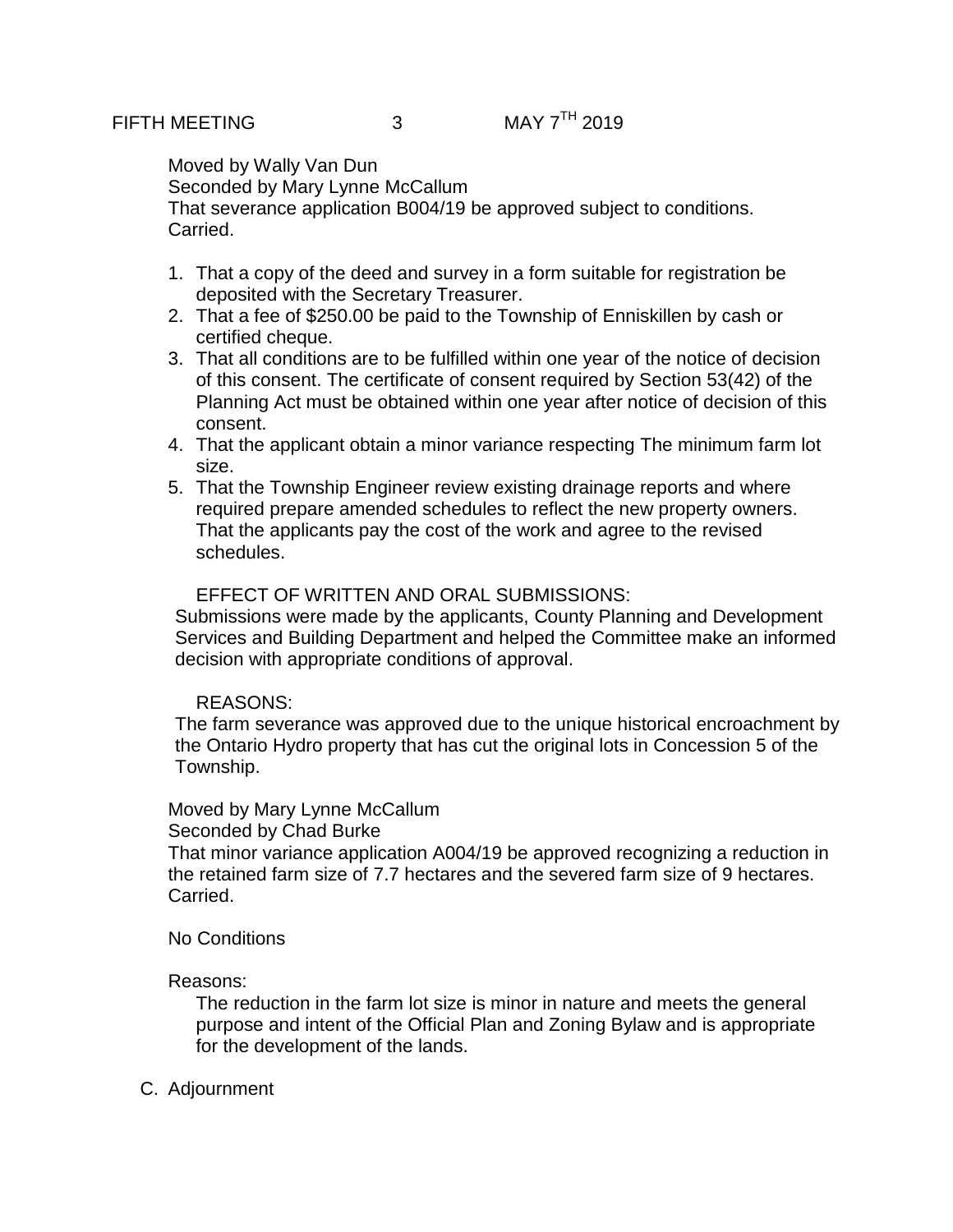Moved by Wally Van Dun
Seconded by Mary Lynne McCallum
That severance application B004/19 be approved subject to conditions.
Carried.

1. That a copy of the deed and survey in a form suitable for registration be deposited with the Secretary Treasurer.
2. That a fee of $250.00 be paid to the Township of Enniskillen by cash or certified cheque.
3. That all conditions are to be fulfilled within one year of the notice of decision of this consent. The certificate of consent required by Section 53(42) of the Planning Act must be obtained within one year after notice of decision of this consent.
4. That the applicant obtain a minor variance respecting The minimum farm lot size.
5. That the Township Engineer review existing drainage reports and where required prepare amended schedules to reflect the new property owners. That the applicants pay the cost of the work and agree to the revised schedules.

EFFECT OF WRITTEN AND ORAL SUBMISSIONS:
Submissions were made by the applicants, County Planning and Development Services and Building Department and helped the Committee make an informed decision with appropriate conditions of approval.

REASONS:
The farm severance was approved due to the unique historical encroachment by the Ontario Hydro property that has cut the original lots in Concession 5 of the Township.

Moved by Mary Lynne McCallum
Seconded by Chad Burke
That minor variance application A004/19 be approved recognizing a reduction in the retained farm size of 7.7 hectares and the severed farm size of 9 hectares.
Carried.

No Conditions

Reasons:

The reduction in the farm lot size is minor in nature and meets the general purpose and intent of the Official Plan and Zoning Bylaw and is appropriate for the development of the lands.

C. Adjournment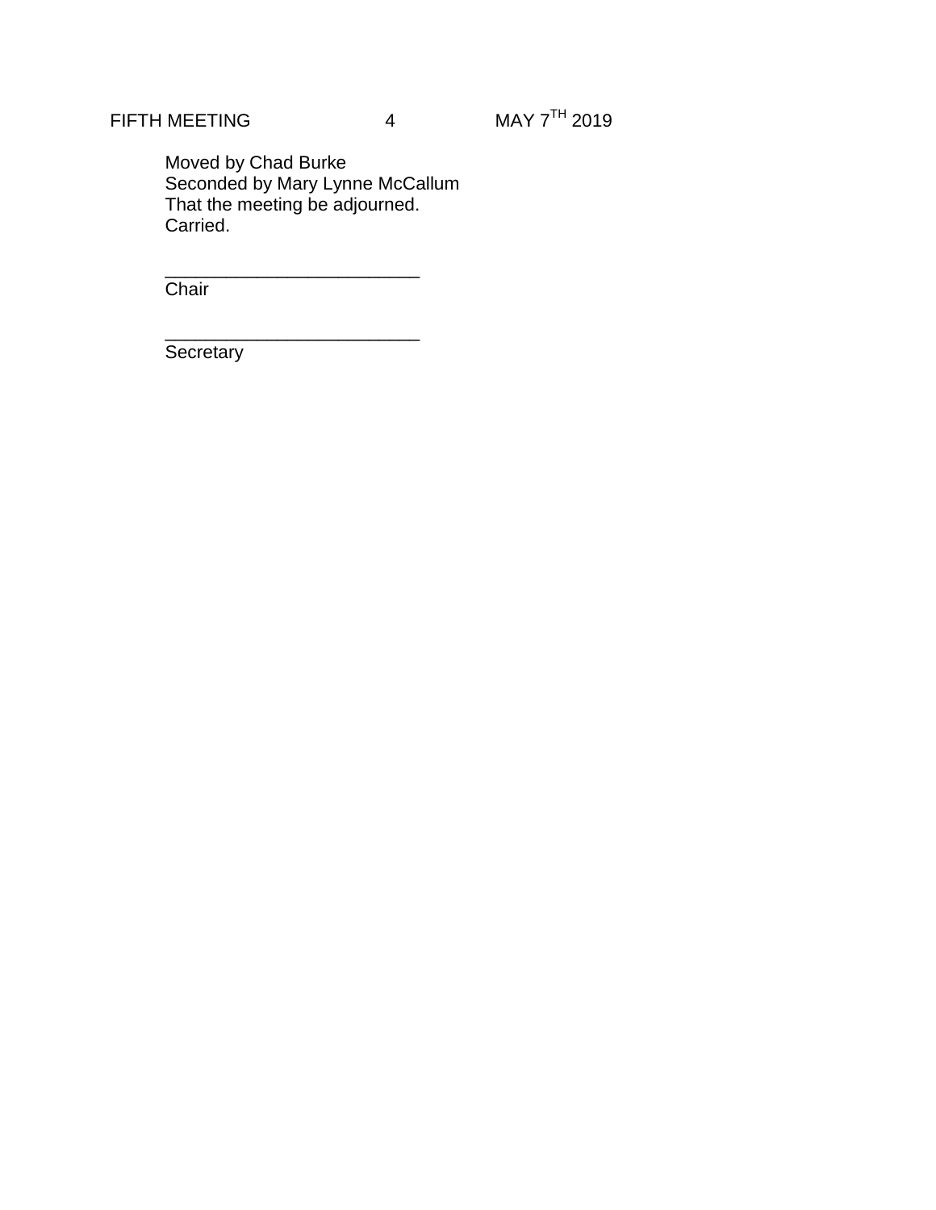Moved by Chad Burke
Seconded by Mary Lynne McCallum
That the meeting be adjourned.
Carried.

_________________________
Chair

_________________________
Secretary